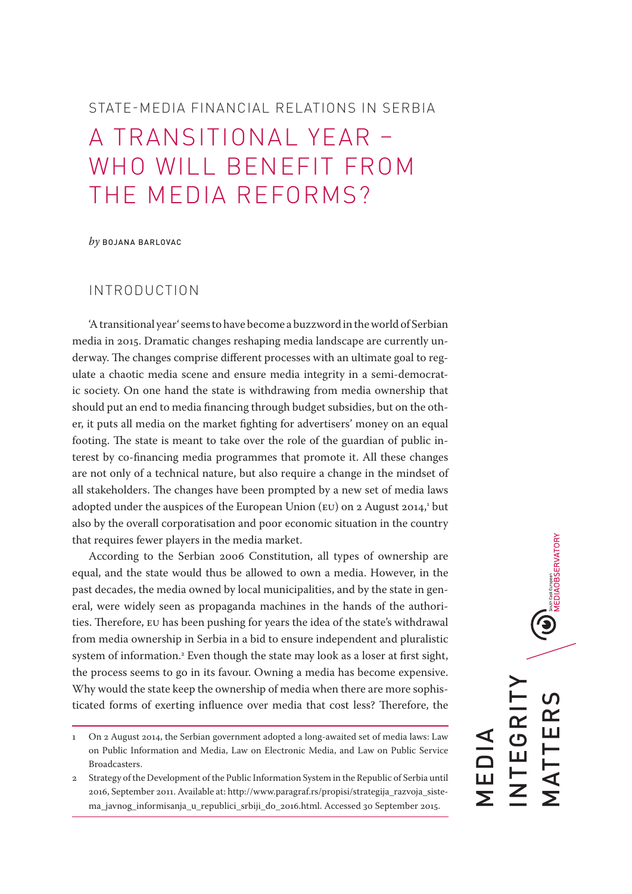STATE-MEDIA FINANCIAL RELATIONS IN SERBIA

# A TRANSITIONAL YEAR – WHO WILL BENEFIT FROM THE MEDIA REFORMS?

*by* BOJANA BARLOVAC

## INTRODUCTION

'A transitional year' seems to have become a buzzword in the world of Serbian media in 2015. Dramatic changes reshaping media landscape are currently underway. The changes comprise different processes with an ultimate goal to regulate a chaotic media scene and ensure media integrity in a semi-democratic society. On one hand the state is withdrawing from media ownership that should put an end to media financing through budget subsidies, but on the other, it puts all media on the market fighting for advertisers' money on an equal footing. The state is meant to take over the role of the guardian of public interest by co-financing media programmes that promote it. All these changes are not only of a technical nature, but also require a change in the mindset of all stakeholders. The changes have been prompted by a new set of media laws adopted under the auspices of the European Union (EU) on 2 August 2014,[1] but also by the overall corporatisation and poor economic situation in the country that requires fewer players in the media market.

According to the Serbian 2006 Constitution, all types of ownership are equal, and the state would thus be allowed to own a media. However, in the past decades, the media owned by local municipalities, and by the state in general, were widely seen as propaganda machines in the hands of the authorities. Therefore, EU has been pushing for years the idea of the state's withdrawal from media ownership in Serbia in a bid to ensure independent and pluralistic system of information.[2] Even though the state may look as a loser at first sight, the process seems to go in its favour. Owning a media has become expensive. Why would the state keep the ownership of media when there are more sophisticated forms of exerting influence over media that cost less? Therefore, the

---

1 On 2 August 2014, the Serbian government adopted a long-awaited set of media laws: Law on Public Information and Media, Law on Electronic Media, and Law on Public Service Broadcasters.

2 Strategy of the Development of the Public Information System in the Republic of Serbia until 2016, September 2011. Available at: http://www.paragraf.rs/propisi/strategija_razvoja_sistema_javnog_informisanja_u_republici_srbiji_do_2016.html. Accessed 30 September 2015.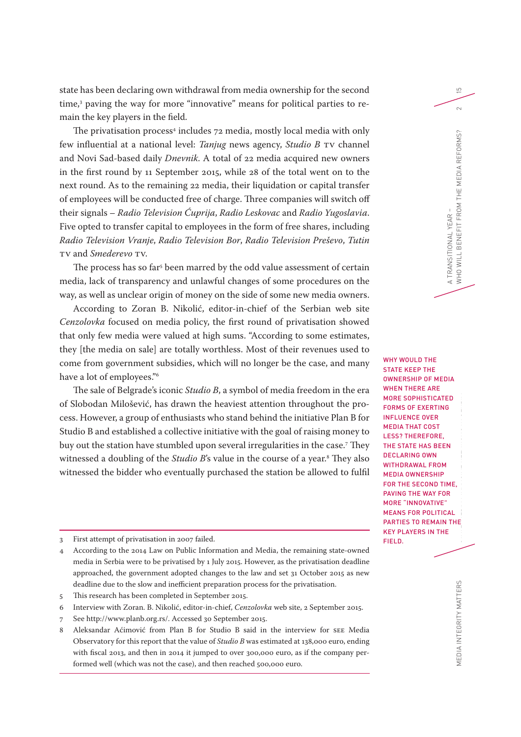state has been declaring own withdrawal from media ownership for the second time,[3] paving the way for more "innovative" means for political parties to remain the key players in the field.

The privatisation process[4] includes 72 media, mostly local media with only few influential at a national level: *Tanjug* news agency, *Studio B* TV channel and Novi Sad-based daily *Dnevnik*. A total of 22 media acquired new owners in the first round by 11 September 2015, while 28 of the total went on to the next round. As to the remaining 22 media, their liquidation or capital transfer of employees will be conducted free of charge. Three companies will switch off their signals – *Radio Television Ćuprija*, *Radio Leskovac* and *Radio Yugoslavia*. Five opted to transfer capital to employees in the form of free shares, including *Radio Television Vranje*, *Radio Television Bor*, *Radio Television Preševo*, *Tutin* TV and *Smederevo* TV.

The process has so far[5] been marred by the odd value assessment of certain media, lack of transparency and unlawful changes of some procedures on the way, as well as unclear origin of money on the side of some new media owners.

According to Zoran B. Nikolić, editor-in-chief of the Serbian web site *Cenzolovka* focused on media policy, the first round of privatisation showed that only few media were valued at high sums. "According to some estimates, they [the media on sale] are totally worthless. Most of their revenues used to come from government subsidies, which will no longer be the case, and many have a lot of employees."[6]

The sale of Belgrade's iconic *Studio B*, a symbol of media freedom in the era of Slobodan Milošević, has drawn the heaviest attention throughout the process. However, a group of enthusiasts who stand behind the initiative Plan B for Studio B and established a collective initiative with the goal of raising money to buy out the station have stumbled upon several irregularities in the case.[7] They witnessed a doubling of the *Studio B*'s value in the course of a year.[8] They also witnessed the bidder who eventually purchased the station be allowed to fulfil

WHY WOULD THE STATE KEEP THE OWNERSHIP OF MEDIA WHEN THERE ARE MORE SOPHISTICATED FORMS OF EXERTING INFLUENCE OVER MEDIA THAT COST LESS? THEREFORE, THE STATE HAS BEEN DECLARING OWN WITHDRAWAL FROM MEDIA OWNERSHIP FOR THE SECOND TIME, PAVING THE WAY FOR MORE "INNOVATIVE" MEANS FOR POLITICAL PARTIES TO REMAIN THE KEY PLAYERS IN THE FIELD.

---

3 First attempt of privatisation in 2007 failed.

4 According to the 2014 Law on Public Information and Media, the remaining state-owned media in Serbia were to be privatised by 1 July 2015. However, as the privatisation deadline approached, the government adopted changes to the law and set 31 October 2015 as new deadline due to the slow and inefficient preparation process for the privatisation.

5 This research has been completed in September 2015.

6 Interview with Zoran. B. Nikolić, editor-in-chief, *Cenzolovka* web site, 2 September 2015.

7 See http://www.planb.org.rs/. Accessed 30 September 2015.

8 Aleksandar Aćimović from Plan B for Studio B said in the interview for SEE Media Observatory for this report that the value of *Studio B* was estimated at 138,000 euro, ending with fiscal 2013, and then in 2014 it jumped to over 300,000 euro, as if the company performed well (which was not the case), and then reached 500,000 euro.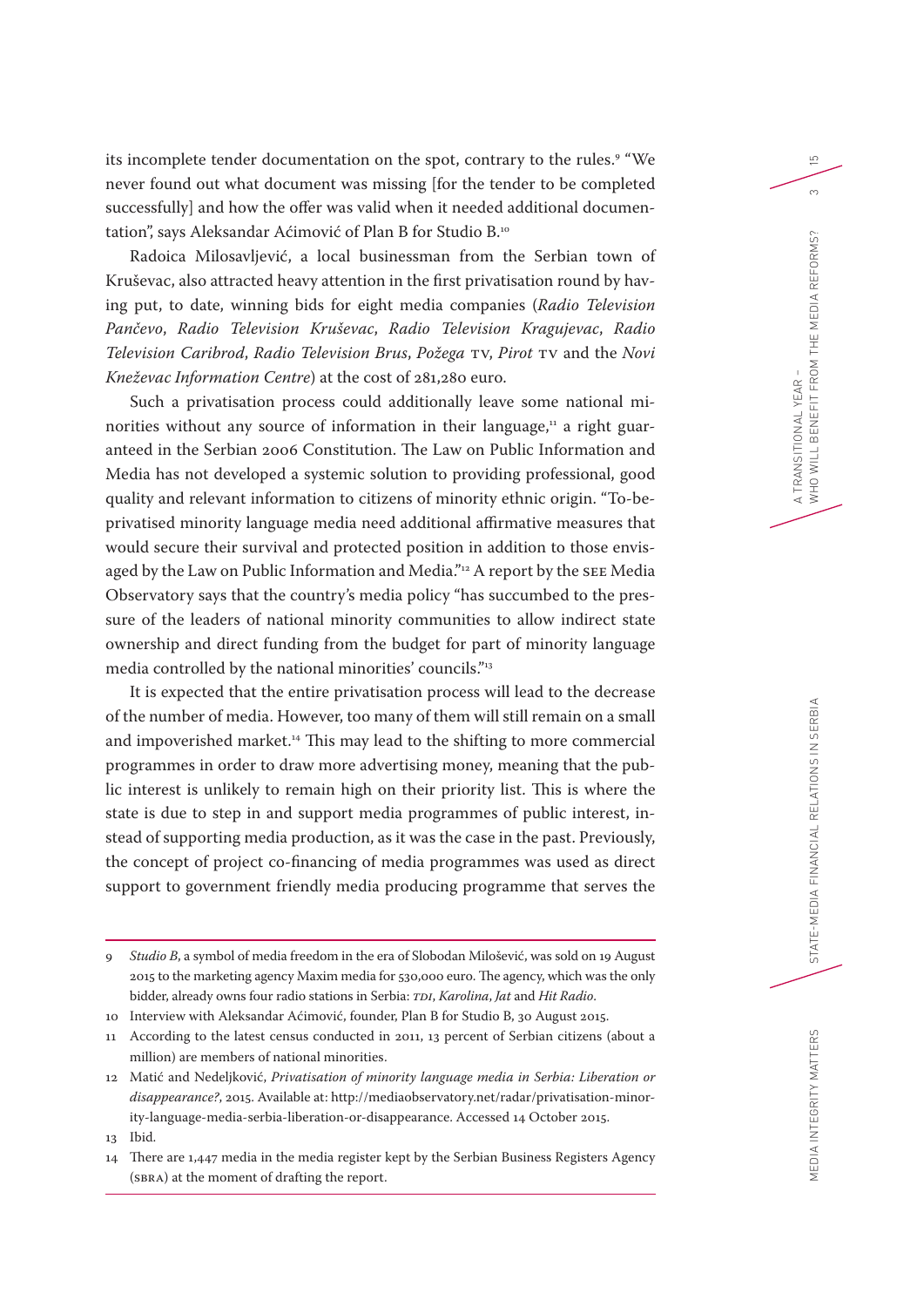its incomplete tender documentation on the spot, contrary to the rules.[9] "We never found out what document was missing [for the tender to be completed successfully] and how the offer was valid when it needed additional documentation", says Aleksandar Aćimović of Plan B for Studio B.[10]

Radoica Milosavljević, a local businessman from the Serbian town of Kruševac, also attracted heavy attention in the first privatisation round by having put, to date, winning bids for eight media companies (*Radio Television Pančevo*, *Radio Television Kruševac*, *Radio Television Kragujevac*, *Radio Television Caribrod*, *Radio Television Brus*, *Požega* TV, *Pirot* TV and the *Novi Kneževac Information Centre*) at the cost of 281,280 euro.

Such a privatisation process could additionally leave some national minorities without any source of information in their language,[11] a right guaranteed in the Serbian 2006 Constitution. The Law on Public Information and Media has not developed a systemic solution to providing professional, good quality and relevant information to citizens of minority ethnic origin. "To-be-privatised minority language media need additional affirmative measures that would secure their survival and protected position in addition to those envisaged by the Law on Public Information and Media."[12] A report by the SEE Media Observatory says that the country's media policy "has succumbed to the pressure of the leaders of national minority communities to allow indirect state ownership and direct funding from the budget for part of minority language media controlled by the national minorities' councils."[13]

It is expected that the entire privatisation process will lead to the decrease of the number of media. However, too many of them will still remain on a small and impoverished market.[14] This may lead to the shifting to more commercial programmes in order to draw more advertising money, meaning that the public interest is unlikely to remain high on their priority list. This is where the state is due to step in and support media programmes of public interest, instead of supporting media production, as it was the case in the past. Previously, the concept of project co-financing of media programmes was used as direct support to government friendly media producing programme that serves the

---

9 *Studio B*, a symbol of media freedom in the era of Slobodan Milošević, was sold on 19 August 2015 to the marketing agency Maxim media for 530,000 euro. The agency, which was the only bidder, already owns four radio stations in Serbia: *TDI*, *Karolina*, *Jat* and *Hit Radio*.

10 Interview with Aleksandar Aćimović, founder, Plan B for Studio B, 30 August 2015.

11 According to the latest census conducted in 2011, 13 percent of Serbian citizens (about a million) are members of national minorities.

12 Matić and Nedeljković, *Privatisation of minority language media in Serbia: Liberation or disappearance?*, 2015. Available at: http://mediaobservatory.net/radar/privatisation-minority-language-media-serbia-liberation-or-disappearance. Accessed 14 October 2015.

13 Ibid.

14 There are 1,447 media in the media register kept by the Serbian Business Registers Agency (SBRA) at the moment of drafting the report.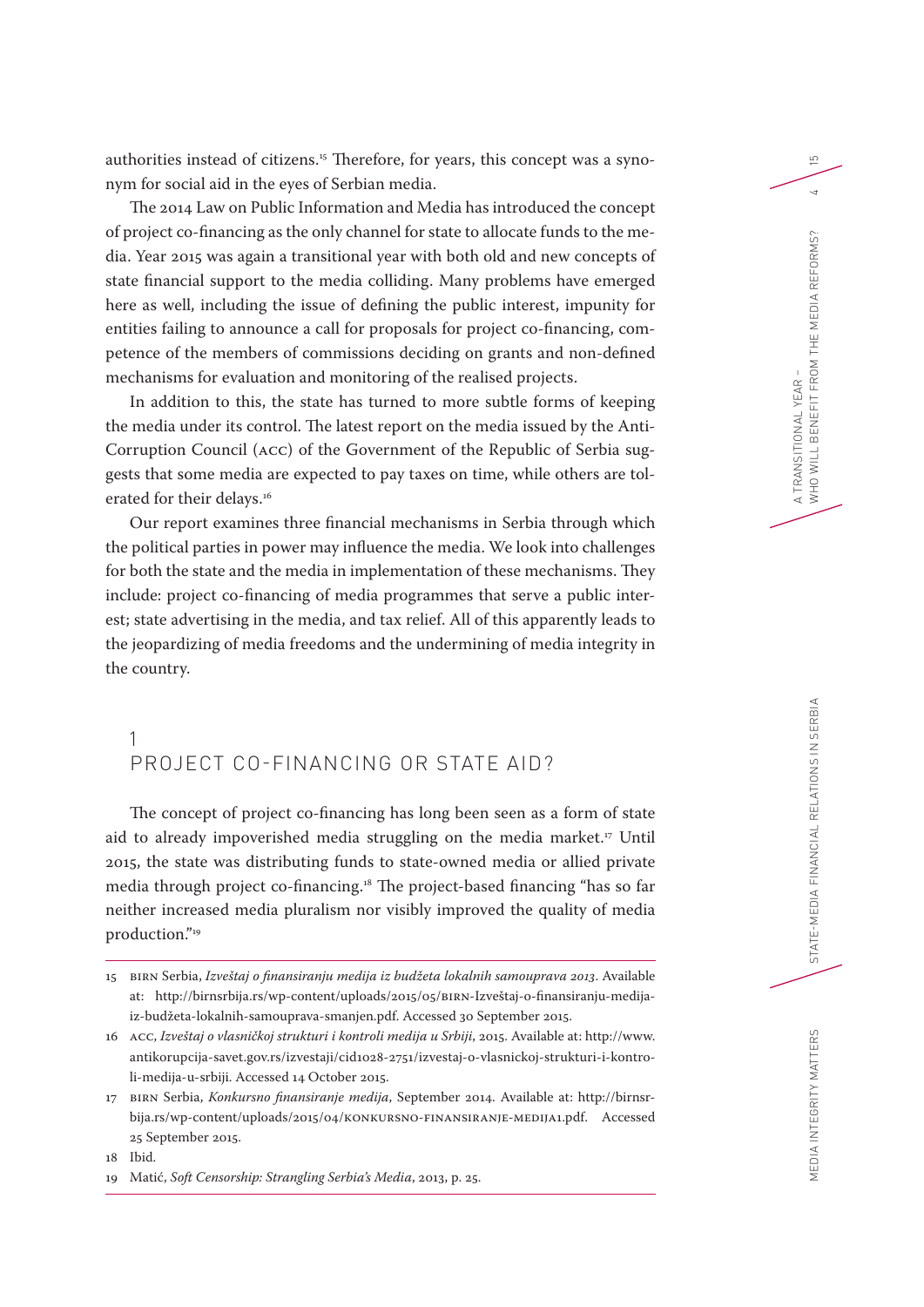authorities instead of citizens.[15] Therefore, for years, this concept was a synonym for social aid in the eyes of Serbian media.

The 2014 Law on Public Information and Media has introduced the concept of project co-financing as the only channel for state to allocate funds to the media. Year 2015 was again a transitional year with both old and new concepts of state financial support to the media colliding. Many problems have emerged here as well, including the issue of defining the public interest, impunity for entities failing to announce a call for proposals for project co-financing, competence of the members of commissions deciding on grants and non-defined mechanisms for evaluation and monitoring of the realised projects.

In addition to this, the state has turned to more subtle forms of keeping the media under its control. The latest report on the media issued by the Anti-Corruption Council (ACC) of the Government of the Republic of Serbia suggests that some media are expected to pay taxes on time, while others are tolerated for their delays.[16]

Our report examines three financial mechanisms in Serbia through which the political parties in power may influence the media. We look into challenges for both the state and the media in implementation of these mechanisms. They include: project co-financing of media programmes that serve a public interest; state advertising in the media, and tax relief. All of this apparently leads to the jeopardizing of media freedoms and the undermining of media integrity in the country.

## 1 PROJECT CO-FINANCING OR STATE AID?

The concept of project co-financing has long been seen as a form of state aid to already impoverished media struggling on the media market.[17] Until 2015, the state was distributing funds to state-owned media or allied private media through project co-financing.[18] The project-based financing "has so far neither increased media pluralism nor visibly improved the quality of media production."[19]

---

15 BIRN Serbia, *Izveštaj o finansiranju medija iz budžeta lokalnih samouprava 2013*. Available at: http://birnsrbija.rs/wp-content/uploads/2015/05/BIRN-Izveštaj-o-finansiranju-medija-iz-budžeta-lokalnih-samouprava-smanjen.pdf. Accessed 30 September 2015.

16 ACC, *Izveštaj o vlasničkoj strukturi i kontroli medija u Srbiji*, 2015. Available at: http://www.antikorupcija-savet.gov.rs/izvestaji/cid1028-2751/izvestaj-o-vlasnickoj-strukturi-i-kontroli-medija-u-srbiji. Accessed 14 October 2015.

17 BIRN Serbia, *Konkursno finansiranje medija*, September 2014. Available at: http://birnsrbija.rs/wp-content/uploads/2015/04/KONKURSNO-FINANSIRANJE-MEDIJA1.pdf. Accessed 25 September 2015.

18 Ibid.

19 Matić, *Soft Censorship: Strangling Serbia's Media*, 2013, p. 25.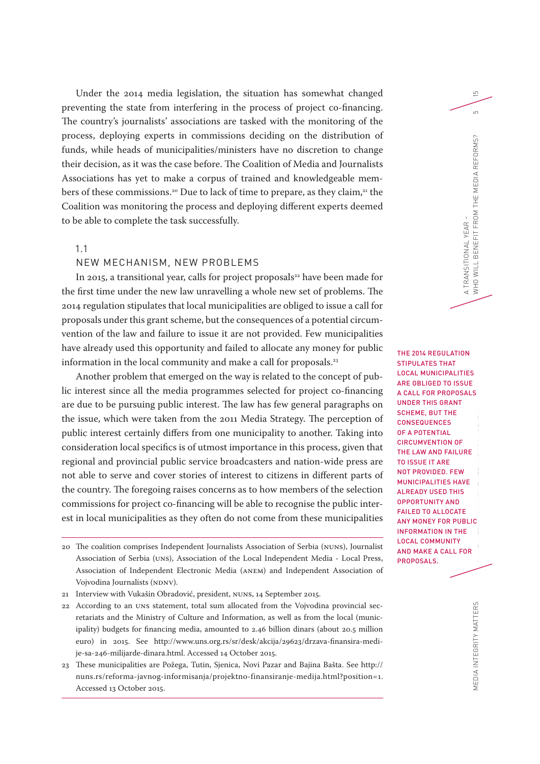Under the 2014 media legislation, the situation has somewhat changed preventing the state from interfering in the process of project co-financing. The country's journalists' associations are tasked with the monitoring of the process, deploying experts in commissions deciding on the distribution of funds, while heads of municipalities/ministers have no discretion to change their decision, as it was the case before. The Coalition of Media and Journalists Associations has yet to make a corpus of trained and knowledgeable members of these commissions.[20] Due to lack of time to prepare, as they claim,[21] the Coalition was monitoring the process and deploying different experts deemed to be able to complete the task successfully.

## 1.1 NEW MECHANISM, NEW PROBLEMS

In 2015, a transitional year, calls for project proposals[22] have been made for the first time under the new law unravelling a whole new set of problems. The 2014 regulation stipulates that local municipalities are obliged to issue a call for proposals under this grant scheme, but the consequences of a potential circumvention of the law and failure to issue it are not provided. Few municipalities have already used this opportunity and failed to allocate any money for public information in the local community and make a call for proposals.[23]

THE 2014 REGULATION STIPULATES THAT LOCAL MUNICIPALITIES ARE OBLIGED TO ISSUE A CALL FOR PROPOSALS UNDER THIS GRANT SCHEME, BUT THE CONSEQUENCES OF A POTENTIAL CIRCUMVENTION OF THE LAW AND FAILURE TO ISSUE IT ARE NOT PROVIDED. FEW MUNICIPALITIES HAVE ALREADY USED THIS OPPORTUNITY AND FAILED TO ALLOCATE ANY MONEY FOR PUBLIC INFORMATION IN THE LOCAL COMMUNITY AND MAKE A CALL FOR PROPOSALS.

Another problem that emerged on the way is related to the concept of public interest since all the media programmes selected for project co-financing are due to be pursuing public interest. The law has few general paragraphs on the issue, which were taken from the 2011 Media Strategy. The perception of public interest certainly differs from one municipality to another. Taking into consideration local specifics is of utmost importance in this process, given that regional and provincial public service broadcasters and nation-wide press are not able to serve and cover stories of interest to citizens in different parts of the country. The foregoing raises concerns as to how members of the selection commissions for project co-financing will be able to recognise the public interest in local municipalities as they often do not come from these municipalities

---

20 The coalition comprises Independent Journalists Association of Serbia (NUNS), Journalist Association of Serbia (UNS), Association of the Local Independent Media - Local Press, Association of Independent Electronic Media (ANEM) and Independent Association of Vojvodina Journalists (NDNV).

21 Interview with Vukašin Obradović, president, NUNS, 14 September 2015.

22 According to an UNS statement, total sum allocated from the Vojvodina provincial secretariats and the Ministry of Culture and Information, as well as from the local (municipality) budgets for financing media, amounted to 2.46 billion dinars (about 20.5 million euro) in 2015. See http://www.uns.org.rs/sr/desk/akcija/29623/drzava-finansira-medije-sa-246-milijarde-dinara.html. Accessed 14 October 2015.

23 These municipalities are Požega, Tutin, Sjenica, Novi Pazar and Bajina Bašta. See http://nuns.rs/reforma-javnog-informisanja/projektno-finansiranje-medija.html?position=1. Accessed 13 October 2015.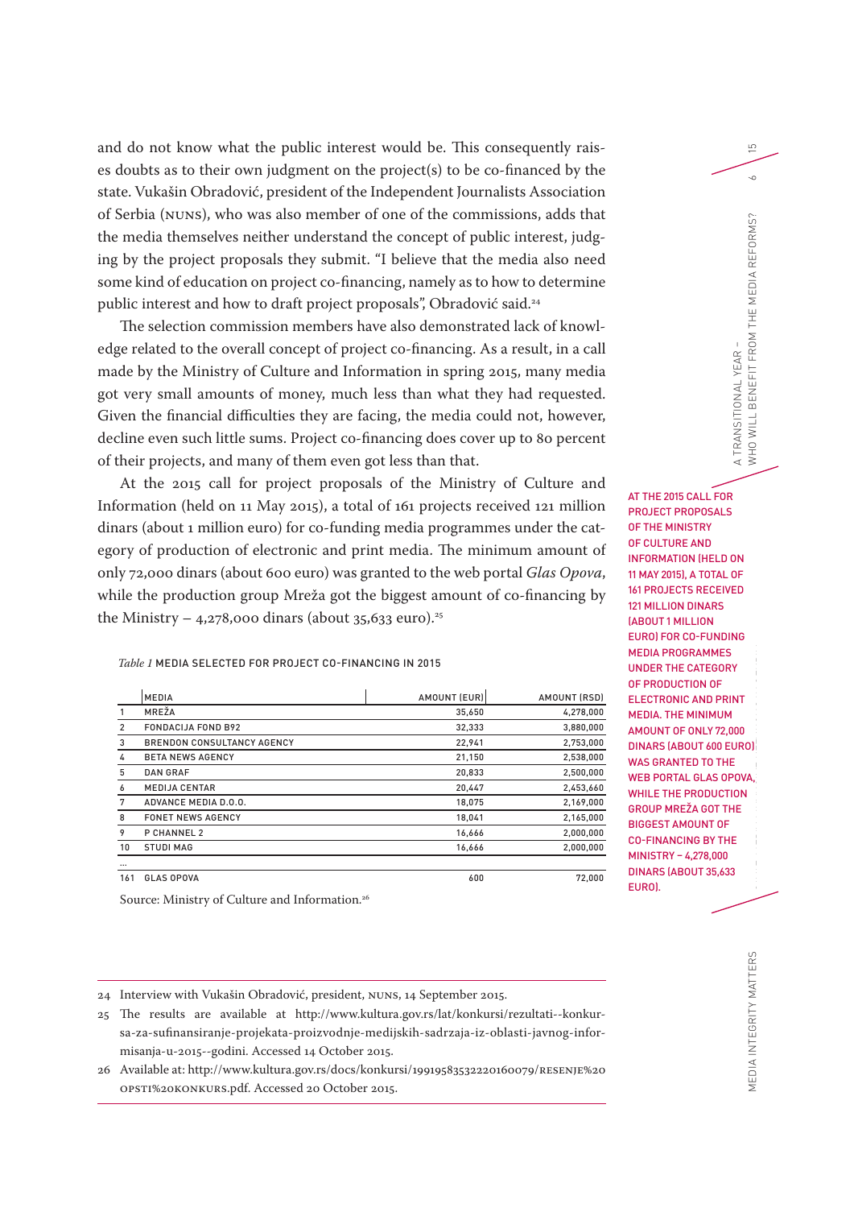and do not know what the public interest would be. This consequently raises doubts as to their own judgment on the project(s) to be co-financed by the state. Vukašin Obradović, president of the Independent Journalists Association of Serbia (NUNS), who was also member of one of the commissions, adds that the media themselves neither understand the concept of public interest, judging by the project proposals they submit. "I believe that the media also need some kind of education on project co-financing, namely as to how to determine public interest and how to draft project proposals", Obradović said.[24]

The selection commission members have also demonstrated lack of knowledge related to the overall concept of project co-financing. As a result, in a call made by the Ministry of Culture and Information in spring 2015, many media got very small amounts of money, much less than what they had requested. Given the financial difficulties they are facing, the media could not, however, decline even such little sums. Project co-financing does cover up to 80 percent of their projects, and many of them even got less than that.

At the 2015 call for project proposals of the Ministry of Culture and Information (held on 11 May 2015), a total of 161 projects received 121 million dinars (about 1 million euro) for co-funding media programmes under the category of production of electronic and print media. The minimum amount of only 72,000 dinars (about 600 euro) was granted to the web portal *Glas Opova*, while the production group Mreža got the biggest amount of co-financing by the Ministry – 4,278,000 dinars (about 35,633 euro).[25]

AT THE 2015 CALL FOR PROJECT PROPOSALS OF THE MINISTRY OF CULTURE AND INFORMATION (HELD ON 11 MAY 2015), A TOTAL OF 161 PROJECTS RECEIVED 121 MILLION DINARS (ABOUT 1 MILLION EURO) FOR CO-FUNDING MEDIA PROGRAMMES UNDER THE CATEGORY OF PRODUCTION OF ELECTRONIC AND PRINT MEDIA. THE MINIMUM AMOUNT OF ONLY 72,000 DINARS (ABOUT 600 EURO) WAS GRANTED TO THE WEB PORTAL GLAS OPOVA, WHILE THE PRODUCTION GROUP MREŽA GOT THE BIGGEST AMOUNT OF CO-FINANCING BY THE MINISTRY – 4,278,000 DINARS (ABOUT 35,633 EURO).

*Table 1* MEDIA SELECTED FOR PROJECT CO-FINANCING IN 2015

| | MEDIA | AMOUNT (EUR) | AMOUNT (RSD) |
|---|---|---|---|
| 1 | MREŽA | 35,650 | 4,278,000 |
| 2 | FONDACIJA FOND B92 | 32,333 | 3,880,000 |
| 3 | BRENDON CONSULTANCY AGENCY | 22,941 | 2,753,000 |
| 4 | BETA NEWS AGENCY | 21,150 | 2,538,000 |
| 5 | DAN GRAF | 20,833 | 2,500,000 |
| 6 | MEDIJA CENTAR | 20,447 | 2,453,660 |
| 7 | ADVANCE MEDIA D.O.O. | 18,075 | 2,169,000 |
| 8 | FONET NEWS AGENCY | 18,041 | 2,165,000 |
| 9 | P CHANNEL 2 | 16,666 | 2,000,000 |
| 10 | STUDI MAG | 16,666 | 2,000,000 |
| ... | | | |
| 161 | GLAS OPOVA | 600 | 72,000 |

Source: Ministry of Culture and Information.[26]

---

24 Interview with Vukašin Obradović, president, NUNS, 14 September 2015.

25 The results are available at http://www.kultura.gov.rs/lat/konkursi/rezultati--konkursa-za-sufinansiranje-projekata-proizvodnje-medijskih-sadrzaja-iz-oblasti-javnog-informisanja-u-2015--godini. Accessed 14 October 2015.

26 Available at: http://www.kultura.gov.rs/docs/konkursi/19919583532220160079/RESENJE%20OPSTI%20KONKURS.pdf. Accessed 20 October 2015.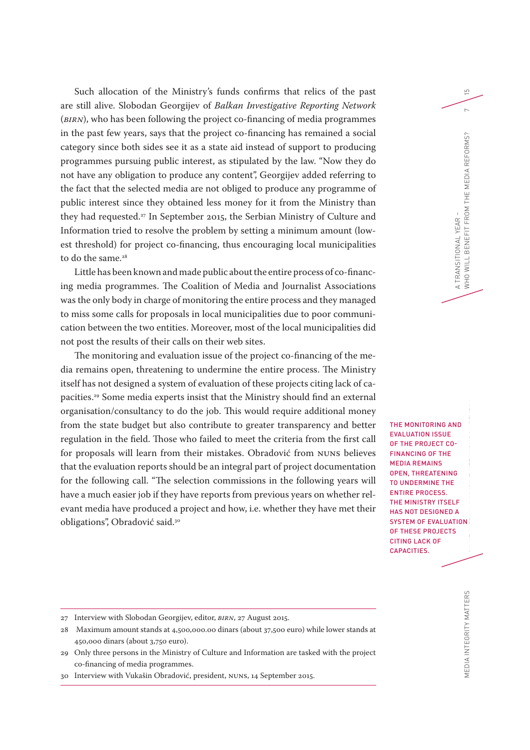Such allocation of the Ministry's funds confirms that relics of the past are still alive. Slobodan Georgijev of *Balkan Investigative Reporting Network* (*BIRN*), who has been following the project co-financing of media programmes in the past few years, says that the project co-financing has remained a social category since both sides see it as a state aid instead of support to producing programmes pursuing public interest, as stipulated by the law. "Now they do not have any obligation to produce any content", Georgijev added referring to the fact that the selected media are not obliged to produce any programme of public interest since they obtained less money for it from the Ministry than they had requested.[27] In September 2015, the Serbian Ministry of Culture and Information tried to resolve the problem by setting a minimum amount (lowest threshold) for project co-financing, thus encouraging local municipalities to do the same.[28]

Little has been known and made public about the entire process of co-financing media programmes. The Coalition of Media and Journalist Associations was the only body in charge of monitoring the entire process and they managed to miss some calls for proposals in local municipalities due to poor communication between the two entities. Moreover, most of the local municipalities did not post the results of their calls on their web sites.

The monitoring and evaluation issue of the project co-financing of the media remains open, threatening to undermine the entire process. The Ministry itself has not designed a system of evaluation of these projects citing lack of capacities.[29] Some media experts insist that the Ministry should find an external organisation/consultancy to do the job. This would require additional money from the state budget but also contribute to greater transparency and better regulation in the field. Those who failed to meet the criteria from the first call for proposals will learn from their mistakes. Obradović from NUNS believes that the evaluation reports should be an integral part of project documentation for the following call. "The selection commissions in the following years will have a much easier job if they have reports from previous years on whether relevant media have produced a project and how, i.e. whether they have met their obligations", Obradović said.[30]

**THE MONITORING AND EVALUATION ISSUE OF THE PROJECT CO-FINANCING OF THE MEDIA REMAINS OPEN, THREATENING TO UNDERMINE THE ENTIRE PROCESS. THE MINISTRY ITSELF HAS NOT DESIGNED A SYSTEM OF EVALUATION OF THESE PROJECTS CITING LACK OF CAPACITIES.**

---

27 Interview with Slobodan Georgijev, editor, *BIRN*, 27 August 2015.

28 Maximum amount stands at 4,500,000.00 dinars (about 37,500 euro) while lower stands at 450,000 dinars (about 3,750 euro).

29 Only three persons in the Ministry of Culture and Information are tasked with the project co-financing of media programmes.

30 Interview with Vukašin Obradović, president, NUNS, 14 September 2015.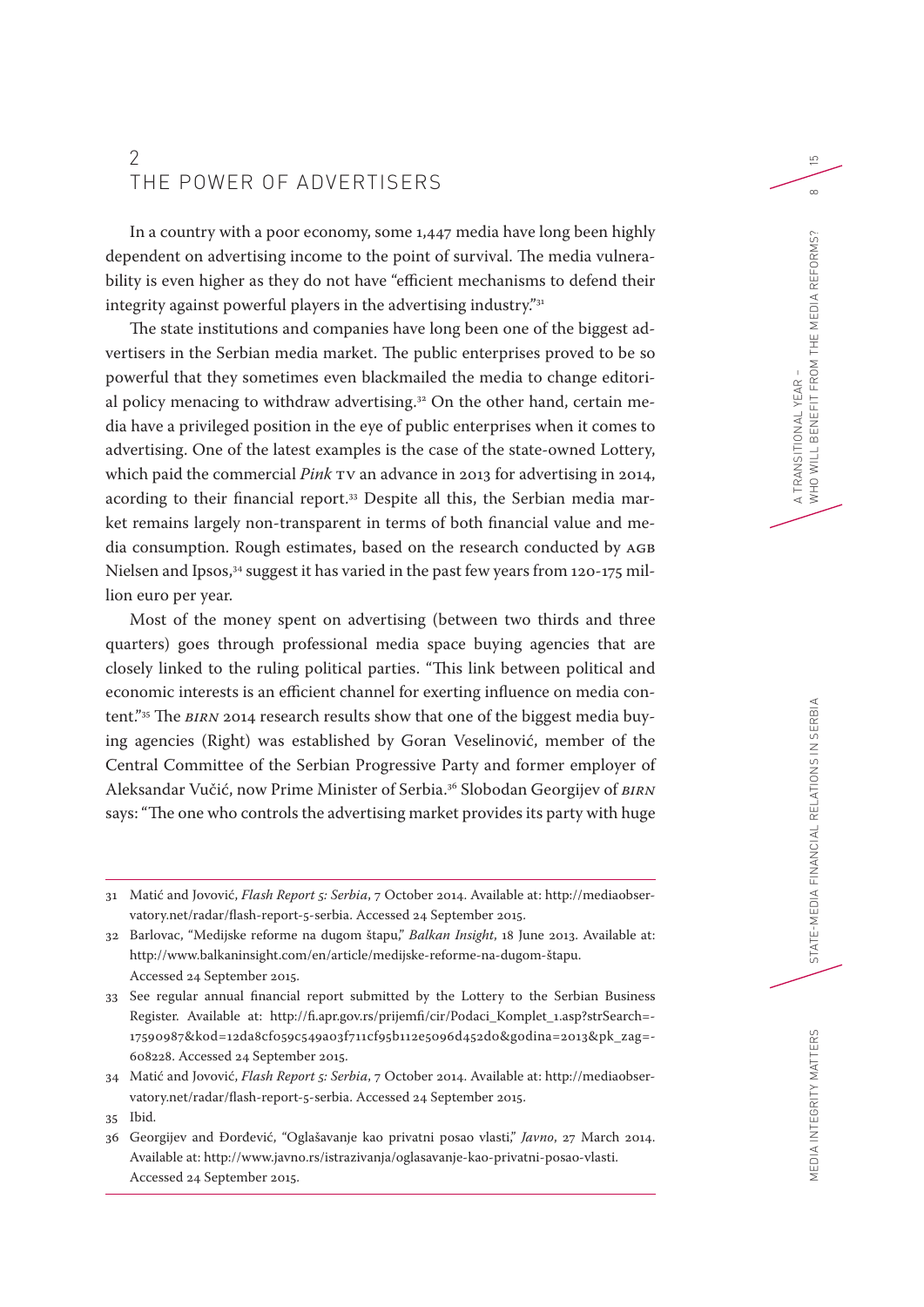## 2 THE POWER OF ADVERTISERS

In a country with a poor economy, some 1,447 media have long been highly dependent on advertising income to the point of survival. The media vulnerability is even higher as they do not have "efficient mechanisms to defend their integrity against powerful players in the advertising industry."[31]

The state institutions and companies have long been one of the biggest advertisers in the Serbian media market. The public enterprises proved to be so powerful that they sometimes even blackmailed the media to change editorial policy menacing to withdraw advertising.[32] On the other hand, certain media have a privileged position in the eye of public enterprises when it comes to advertising. One of the latest examples is the case of the state-owned Lottery, which paid the commercial *Pink* TV an advance in 2013 for advertising in 2014, acording to their financial report.[33] Despite all this, the Serbian media market remains largely non-transparent in terms of both financial value and media consumption. Rough estimates, based on the research conducted by AGB Nielsen and Ipsos,[34] suggest it has varied in the past few years from 120-175 million euro per year.

Most of the money spent on advertising (between two thirds and three quarters) goes through professional media space buying agencies that are closely linked to the ruling political parties. "This link between political and economic interests is an efficient channel for exerting influence on media content."[35] The *BIRN* 2014 research results show that one of the biggest media buying agencies (Right) was established by Goran Veselinović, member of the Central Committee of the Serbian Progressive Party and former employer of Aleksandar Vučić, now Prime Minister of Serbia.[36] Slobodan Georgijev of *BIRN* says: "The one who controls the advertising market provides its party with huge

---

31 Matić and Jovović, *Flash Report 5: Serbia*, 7 October 2014. Available at: http://mediaobservatory.net/radar/flash-report-5-serbia. Accessed 24 September 2015.

32 Barlovac, "Medijske reforme na dugom štapu," *Balkan Insight*, 18 June 2013. Available at: http://www.balkaninsight.com/en/article/medijske-reforme-na-dugom-štapu. Accessed 24 September 2015.

33 See regular annual financial report submitted by the Lottery to the Serbian Business Register. Available at: http://fi.apr.gov.rs/prijemfi/cir/Podaci_Komplet_1.asp?strSearch=-17590987&kod=12da8cf059c549a03f711cf95b112e5096d452d0&godina=2013&pk_zag=-608228. Accessed 24 September 2015.

34 Matić and Jovović, *Flash Report 5: Serbia*, 7 October 2014. Available at: http://mediaobservatory.net/radar/flash-report-5-serbia. Accessed 24 September 2015.

35 Ibid.

36 Georgijev and Đorđević, "Oglašavanje kao privatni posao vlasti," *Javno*, 27 March 2014. Available at: http://www.javno.rs/istrazivanja/oglasavanje-kao-privatni-posao-vlasti. Accessed 24 September 2015.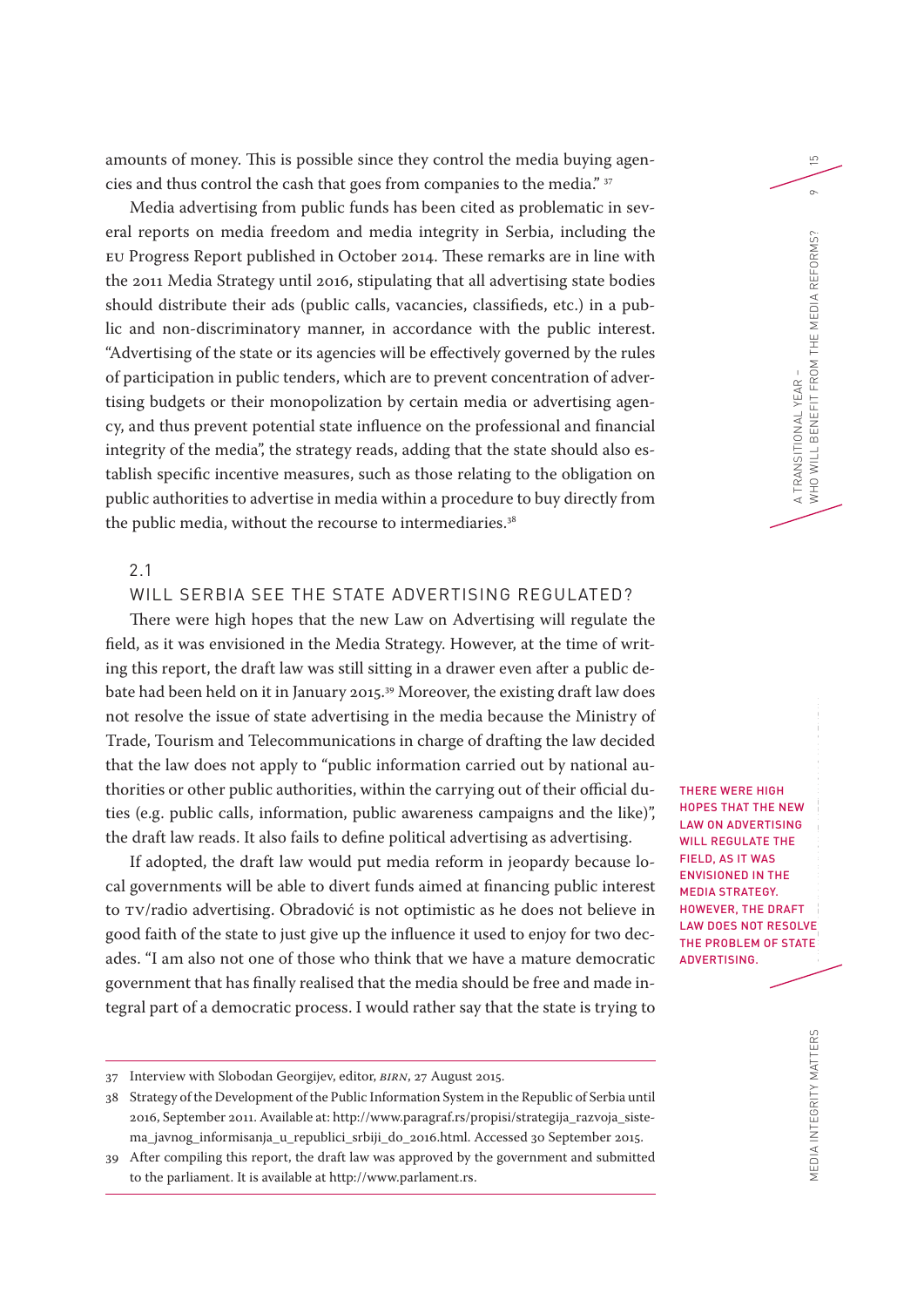amounts of money. This is possible since they control the media buying agencies and thus control the cash that goes from companies to the media." [37]

Media advertising from public funds has been cited as problematic in several reports on media freedom and media integrity in Serbia, including the EU Progress Report published in October 2014. These remarks are in line with the 2011 Media Strategy until 2016, stipulating that all advertising state bodies should distribute their ads (public calls, vacancies, classifieds, etc.) in a public and non-discriminatory manner, in accordance with the public interest. "Advertising of the state or its agencies will be effectively governed by the rules of participation in public tenders, which are to prevent concentration of advertising budgets or their monopolization by certain media or advertising agency, and thus prevent potential state influence on the professional and financial integrity of the media", the strategy reads, adding that the state should also establish specific incentive measures, such as those relating to the obligation on public authorities to advertise in media within a procedure to buy directly from the public media, without the recourse to intermediaries.[38]

## 2.1 WILL SERBIA SEE THE STATE ADVERTISING REGULATED?

There were high hopes that the new Law on Advertising will regulate the field, as it was envisioned in the Media Strategy. However, at the time of writing this report, the draft law was still sitting in a drawer even after a public debate had been held on it in January 2015.[39] Moreover, the existing draft law does not resolve the issue of state advertising in the media because the Ministry of Trade, Tourism and Telecommunications in charge of drafting the law decided that the law does not apply to "public information carried out by national authorities or other public authorities, within the carrying out of their official duties (e.g. public calls, information, public awareness campaigns and the like)", the draft law reads. It also fails to define political advertising as advertising.

THERE WERE HIGH HOPES THAT THE NEW LAW ON ADVERTISING WILL REGULATE THE FIELD, AS IT WAS ENVISIONED IN THE MEDIA STRATEGY. HOWEVER, THE DRAFT LAW DOES NOT RESOLVE THE PROBLEM OF STATE ADVERTISING.

If adopted, the draft law would put media reform in jeopardy because local governments will be able to divert funds aimed at financing public interest to TV/radio advertising. Obradović is not optimistic as he does not believe in good faith of the state to just give up the influence it used to enjoy for two decades. "I am also not one of those who think that we have a mature democratic government that has finally realised that the media should be free and made integral part of a democratic process. I would rather say that the state is trying to

---

37 Interview with Slobodan Georgijev, editor, *BIRN*, 27 August 2015.

38 Strategy of the Development of the Public Information System in the Republic of Serbia until 2016, September 2011. Available at: http://www.paragraf.rs/propisi/strategija_razvoja_sistema_javnog_informisanja_u_republici_srbiji_do_2016.html. Accessed 30 September 2015.

39 After compiling this report, the draft law was approved by the government and submitted to the parliament. It is available at http://www.parlament.rs.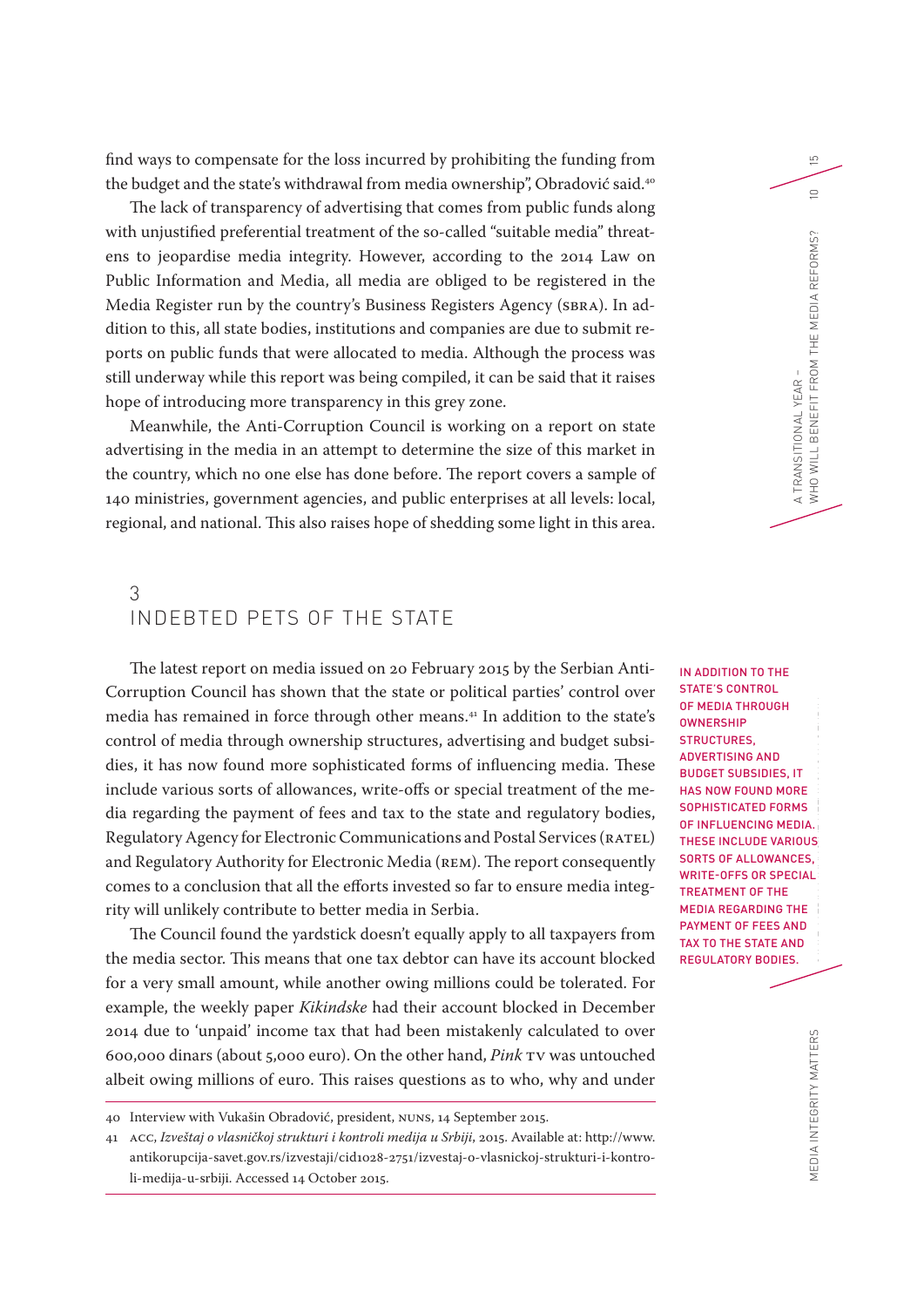find ways to compensate for the loss incurred by prohibiting the funding from the budget and the state's withdrawal from media ownership", Obradović said.[40]

The lack of transparency of advertising that comes from public funds along with unjustified preferential treatment of the so-called "suitable media" threatens to jeopardise media integrity. However, according to the 2014 Law on Public Information and Media, all media are obliged to be registered in the Media Register run by the country's Business Registers Agency (SBRA). In addition to this, all state bodies, institutions and companies are due to submit reports on public funds that were allocated to media. Although the process was still underway while this report was being compiled, it can be said that it raises hope of introducing more transparency in this grey zone.

Meanwhile, the Anti-Corruption Council is working on a report on state advertising in the media in an attempt to determine the size of this market in the country, which no one else has done before. The report covers a sample of 140 ministries, government agencies, and public enterprises at all levels: local, regional, and national. This also raises hope of shedding some light in this area.

## 3 INDEBTED PETS OF THE STATE

The latest report on media issued on 20 February 2015 by the Serbian Anti-Corruption Council has shown that the state or political parties' control over media has remained in force through other means.[41] In addition to the state's control of media through ownership structures, advertising and budget subsidies, it has now found more sophisticated forms of influencing media. These include various sorts of allowances, write-offs or special treatment of the media regarding the payment of fees and tax to the state and regulatory bodies, Regulatory Agency for Electronic Communications and Postal Services (RATEL) and Regulatory Authority for Electronic Media (REM). The report consequently comes to a conclusion that all the efforts invested so far to ensure media integrity will unlikely contribute to better media in Serbia.

IN ADDITION TO THE STATE'S CONTROL OF MEDIA THROUGH OWNERSHIP STRUCTURES, ADVERTISING AND BUDGET SUBSIDIES, IT HAS NOW FOUND MORE SOPHISTICATED FORMS OF INFLUENCING MEDIA. THESE INCLUDE VARIOUS SORTS OF ALLOWANCES, WRITE-OFFS OR SPECIAL TREATMENT OF THE MEDIA REGARDING THE PAYMENT OF FEES AND TAX TO THE STATE AND REGULATORY BODIES.

The Council found the yardstick doesn't equally apply to all taxpayers from the media sector. This means that one tax debtor can have its account blocked for a very small amount, while another owing millions could be tolerated. For example, the weekly paper *Kikindske* had their account blocked in December 2014 due to 'unpaid' income tax that had been mistakenly calculated to over 600,000 dinars (about 5,000 euro). On the other hand, *Pink* TV was untouched albeit owing millions of euro. This raises questions as to who, why and under

---

40 Interview with Vukašin Obradović, president, NUNS, 14 September 2015.

41 ACC, *Izveštaj o vlasničkoj strukturi i kontroli medija u Srbiji*, 2015. Available at: http://www.antikorupcija-savet.gov.rs/izvestaji/cid1028-2751/izvestaj-o-vlasnickoj-strukturi-i-kontroli-medija-u-srbiji. Accessed 14 October 2015.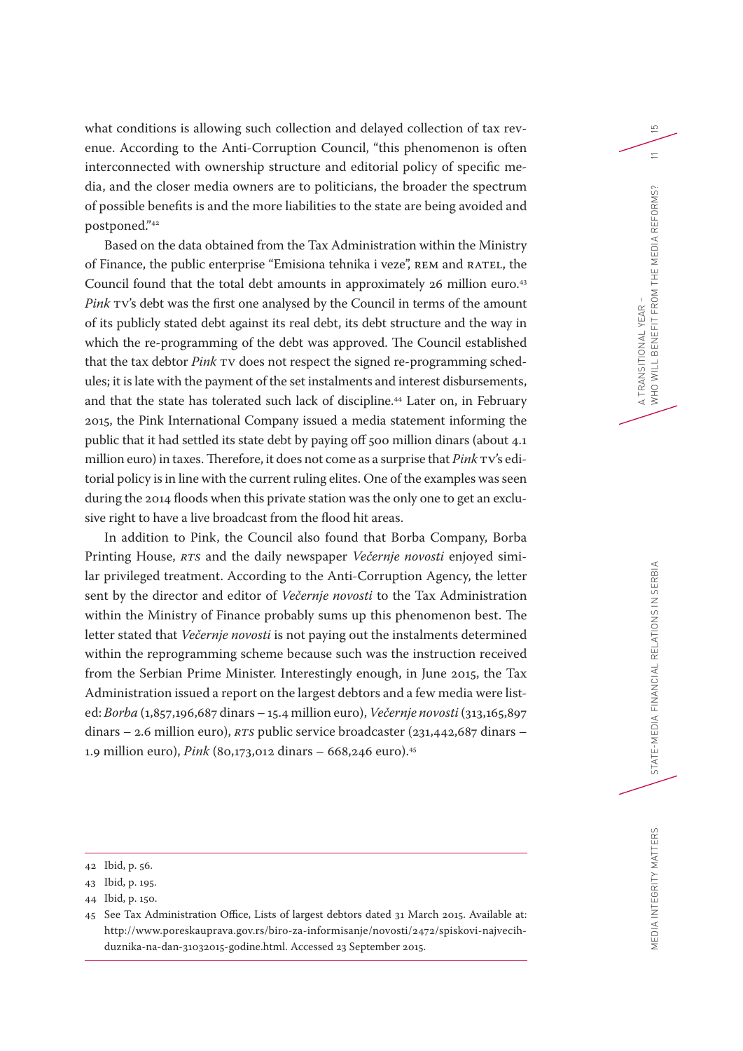what conditions is allowing such collection and delayed collection of tax revenue. According to the Anti-Corruption Council, "this phenomenon is often interconnected with ownership structure and editorial policy of specific media, and the closer media owners are to politicians, the broader the spectrum of possible benefits is and the more liabilities to the state are being avoided and postponed."[42]

Based on the data obtained from the Tax Administration within the Ministry of Finance, the public enterprise "Emisiona tehnika i veze", REM and RATEL, the Council found that the total debt amounts in approximately 26 million euro.[43] *Pink* TV's debt was the first one analysed by the Council in terms of the amount of its publicly stated debt against its real debt, its debt structure and the way in which the re-programming of the debt was approved. The Council established that the tax debtor *Pink* TV does not respect the signed re-programming schedules; it is late with the payment of the set instalments and interest disbursements, and that the state has tolerated such lack of discipline.[44] Later on, in February 2015, the Pink International Company issued a media statement informing the public that it had settled its state debt by paying off 500 million dinars (about 4.1 million euro) in taxes. Therefore, it does not come as a surprise that *Pink* TV's editorial policy is in line with the current ruling elites. One of the examples was seen during the 2014 floods when this private station was the only one to get an exclusive right to have a live broadcast from the flood hit areas.

In addition to Pink, the Council also found that Borba Company, Borba Printing House, *RTS* and the daily newspaper *Večernje novosti* enjoyed similar privileged treatment. According to the Anti-Corruption Agency, the letter sent by the director and editor of *Večernje novosti* to the Tax Administration within the Ministry of Finance probably sums up this phenomenon best. The letter stated that *Večernje novosti* is not paying out the instalments determined within the reprogramming scheme because such was the instruction received from the Serbian Prime Minister. Interestingly enough, in June 2015, the Tax Administration issued a report on the largest debtors and a few media were listed: *Borba* (1,857,196,687 dinars – 15.4 million euro), *Večernje novosti* (313,165,897 dinars – 2.6 million euro), *RTS* public service broadcaster (231,442,687 dinars – 1.9 million euro), *Pink* (80,173,012 dinars – 668,246 euro).[45]

---

42 Ibid, p. 56.

43 Ibid, p. 195.

44 Ibid, p. 150.

45 See Tax Administration Office, Lists of largest debtors dated 31 March 2015. Available at: http://www.poreskauprava.gov.rs/biro-za-informisanje/novosti/2472/spiskovi-najvecih-duznika-na-dan-31032015-godine.html. Accessed 23 September 2015.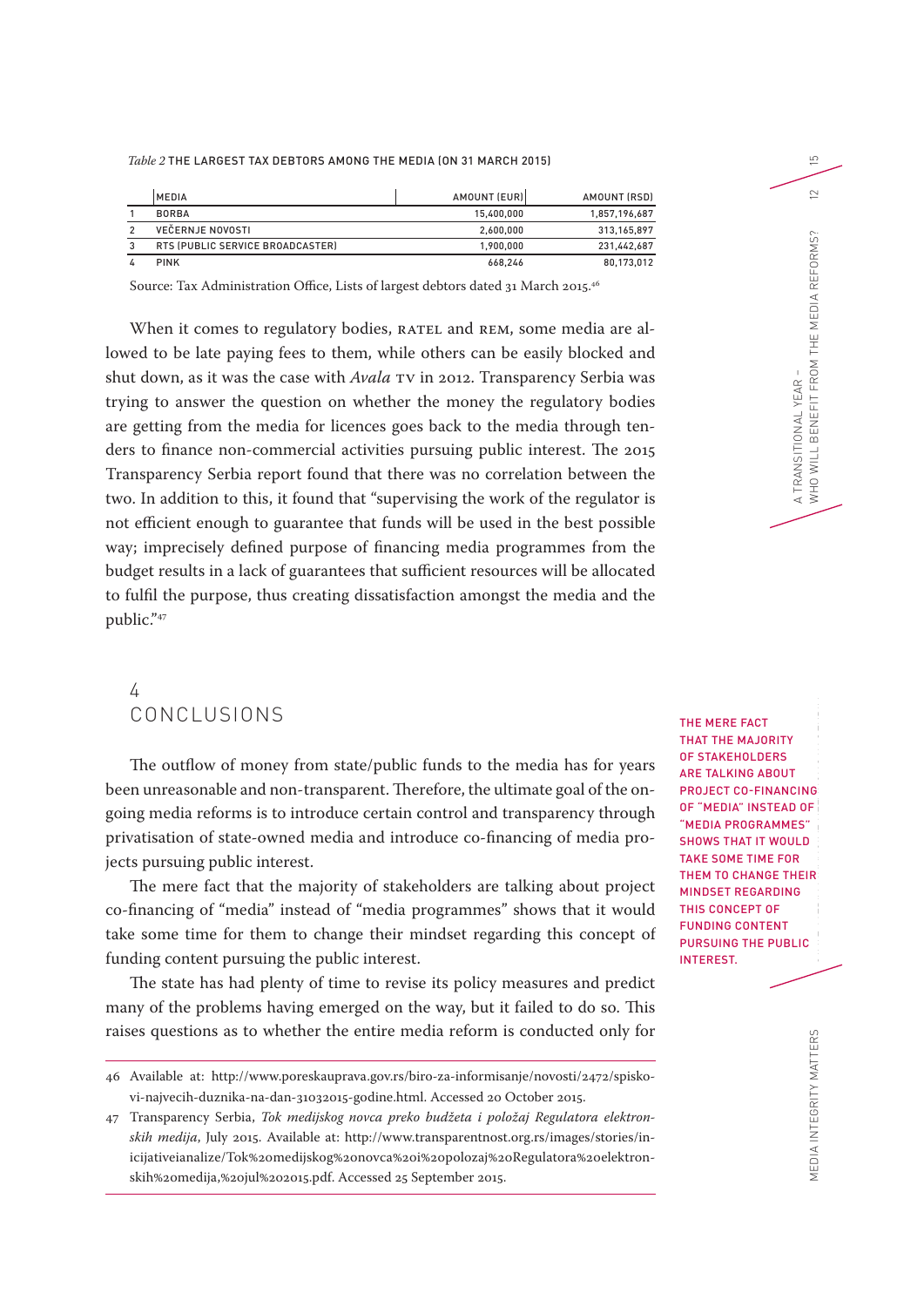*Table 2* THE LARGEST TAX DEBTORS AMONG THE MEDIA (ON 31 MARCH 2015)

| | MEDIA | AMOUNT (EUR) | AMOUNT (RSD) |
|---|---|---|---|
| 1 | BORBA | 15,400,000 | 1,857,196,687 |
| 2 | VEČERNJE NOVOSTI | 2,600,000 | 313,165,897 |
| 3 | RTS (PUBLIC SERVICE BROADCASTER) | 1,900,000 | 231,442,687 |
| 4 | PINK | 668,246 | 80,173,012 |

Source: Tax Administration Office, Lists of largest debtors dated 31 March 2015.[46]

When it comes to regulatory bodies, RATEL and REM, some media are allowed to be late paying fees to them, while others can be easily blocked and shut down, as it was the case with *Avala* TV in 2012. Transparency Serbia was trying to answer the question on whether the money the regulatory bodies are getting from the media for licences goes back to the media through tenders to finance non-commercial activities pursuing public interest. The 2015 Transparency Serbia report found that there was no correlation between the two. In addition to this, it found that "supervising the work of the regulator is not efficient enough to guarantee that funds will be used in the best possible way; imprecisely defined purpose of financing media programmes from the budget results in a lack of guarantees that sufficient resources will be allocated to fulfil the purpose, thus creating dissatisfaction amongst the media and the public."[47]

## 4 CONCLUSIONS

The outflow of money from state/public funds to the media has for years been unreasonable and non-transparent. Therefore, the ultimate goal of the ongoing media reforms is to introduce certain control and transparency through privatisation of state-owned media and introduce co-financing of media projects pursuing public interest.

The mere fact that the majority of stakeholders are talking about project co-financing of "media" instead of "media programmes" shows that it would take some time for them to change their mindset regarding this concept of funding content pursuing the public interest.

**THE MERE FACT THAT THE MAJORITY OF STAKEHOLDERS ARE TALKING ABOUT PROJECT CO-FINANCING OF "MEDIA" INSTEAD OF "MEDIA PROGRAMMES" SHOWS THAT IT WOULD TAKE SOME TIME FOR THEM TO CHANGE THEIR MINDSET REGARDING THIS CONCEPT OF FUNDING CONTENT PURSUING THE PUBLIC INTEREST.**

The state has had plenty of time to revise its policy measures and predict many of the problems having emerged on the way, but it failed to do so. This raises questions as to whether the entire media reform is conducted only for

---

46 Available at: http://www.poreskauprava.gov.rs/biro-za-informisanje/novosti/2472/spiskovi-najvecih-duznika-na-dan-31032015-godine.html. Accessed 20 October 2015.

47 Transparency Serbia, *Tok medijskog novca preko budžeta i položaj Regulatora elektronskih medija*, July 2015. Available at: http://www.transparentnost.org.rs/images/stories/inicijativeianalize/Tok%20medijskog%20novca%20i%20polozaj%20Regulatora%20elektronskih%20medija,%20jul%202015.pdf. Accessed 25 September 2015.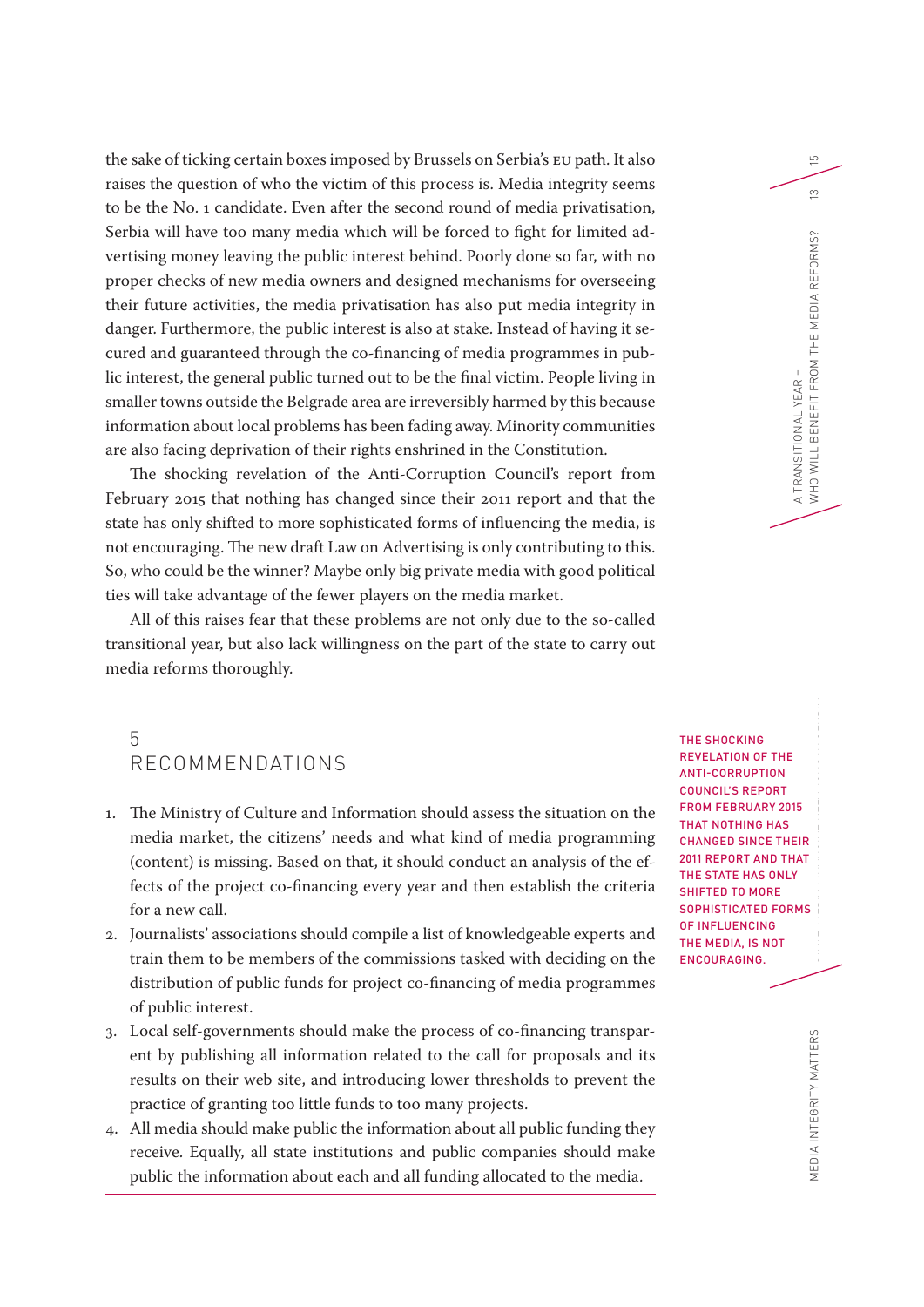the sake of ticking certain boxes imposed by Brussels on Serbia's EU path. It also raises the question of who the victim of this process is. Media integrity seems to be the No. 1 candidate. Even after the second round of media privatisation, Serbia will have too many media which will be forced to fight for limited advertising money leaving the public interest behind. Poorly done so far, with no proper checks of new media owners and designed mechanisms for overseeing their future activities, the media privatisation has also put media integrity in danger. Furthermore, the public interest is also at stake. Instead of having it secured and guaranteed through the co-financing of media programmes in public interest, the general public turned out to be the final victim. People living in smaller towns outside the Belgrade area are irreversibly harmed by this because information about local problems has been fading away. Minority communities are also facing deprivation of their rights enshrined in the Constitution.

The shocking revelation of the Anti-Corruption Council's report from February 2015 that nothing has changed since their 2011 report and that the state has only shifted to more sophisticated forms of influencing the media, is not encouraging. The new draft Law on Advertising is only contributing to this. So, who could be the winner? Maybe only big private media with good political ties will take advantage of the fewer players on the media market.

All of this raises fear that these problems are not only due to the so-called transitional year, but also lack willingness on the part of the state to carry out media reforms thoroughly.

## 5 RECOMMENDATIONS

1. The Ministry of Culture and Information should assess the situation on the media market, the citizens' needs and what kind of media programming (content) is missing. Based on that, it should conduct an analysis of the effects of the project co-financing every year and then establish the criteria for a new call.
2. Journalists' associations should compile a list of knowledgeable experts and train them to be members of the commissions tasked with deciding on the distribution of public funds for project co-financing of media programmes of public interest.
3. Local self-governments should make the process of co-financing transparent by publishing all information related to the call for proposals and its results on their web site, and introducing lower thresholds to prevent the practice of granting too little funds to too many projects.
4. All media should make public the information about all public funding they receive. Equally, all state institutions and public companies should make public the information about each and all funding allocated to the media.

**THE SHOCKING REVELATION OF THE ANTI-CORRUPTION COUNCIL'S REPORT FROM FEBRUARY 2015 THAT NOTHING HAS CHANGED SINCE THEIR 2011 REPORT AND THAT THE STATE HAS ONLY SHIFTED TO MORE SOPHISTICATED FORMS OF INFLUENCING THE MEDIA, IS NOT ENCOURAGING.**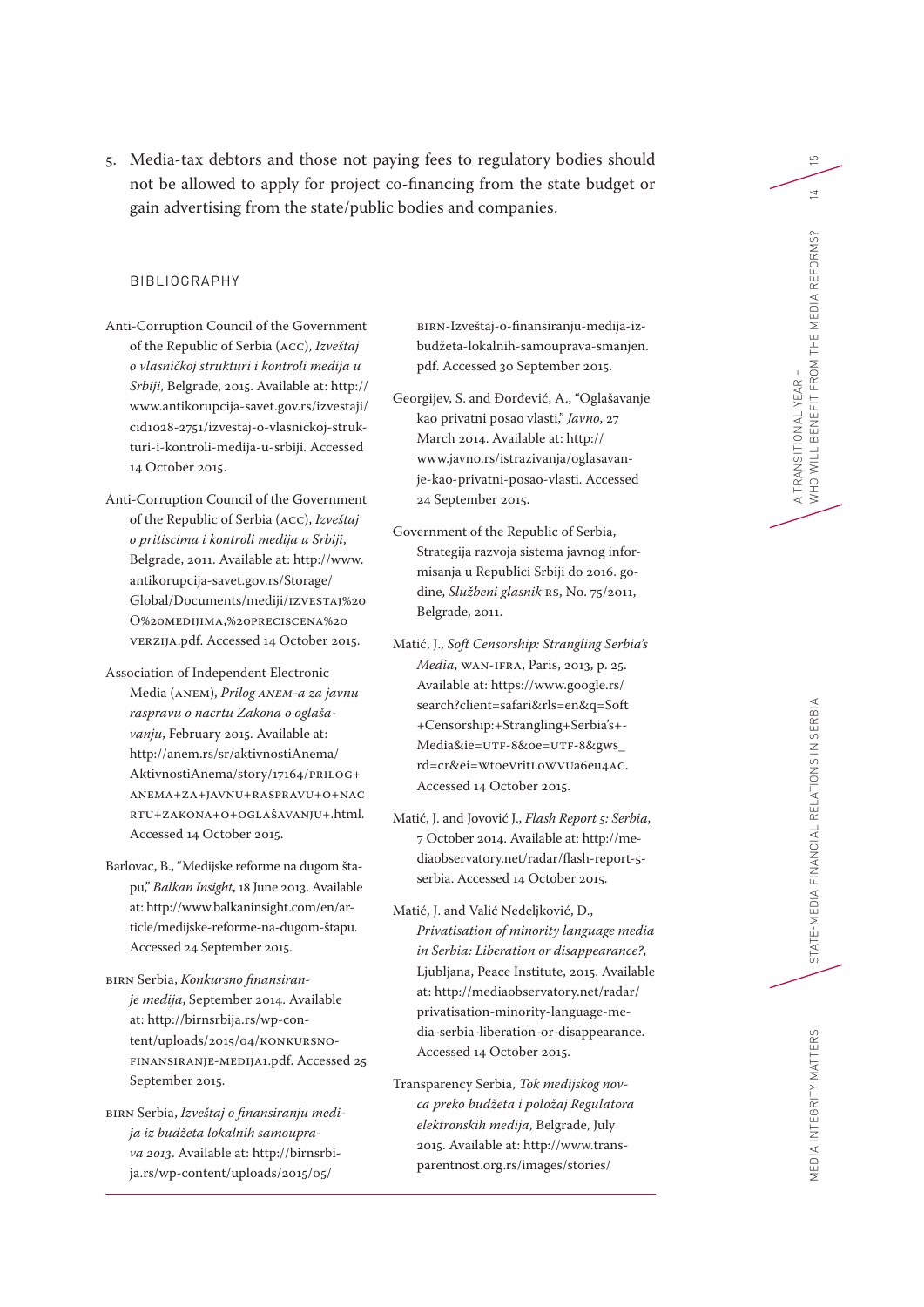5. Media-tax debtors and those not paying fees to regulatory bodies should not be allowed to apply for project co-financing from the state budget or gain advertising from the state/public bodies and companies.

## BIBLIOGRAPHY

Anti-Corruption Council of the Government of the Republic of Serbia (ACC), *Izveštaj o vlasničkoj strukturi i kontroli medija u Srbiji*, Belgrade, 2015. Available at: http://www.antikorupcija-savet.gov.rs/izvestaji/cid1028-2751/izvestaj-o-vlasnickoj-strukturi-i-kontroli-medija-u-srbiji. Accessed 14 October 2015.

Anti-Corruption Council of the Government of the Republic of Serbia (ACC), *Izveštaj o pritiscima i kontroli medija u Srbiji*, Belgrade, 2011. Available at: http://www.antikorupcija-savet.gov.rs/Storage/Global/Documents/mediji/IZVESTAJ%20O%20MEDIJIMA,%20PRECISCENA%20VERZIJA.pdf. Accessed 14 October 2015.

Association of Independent Electronic Media (ANEM), *Prilog ANEM-a za javnu raspravu o nacrtu Zakona o oglašavanju*, February 2015. Available at: http://anem.rs/sr/aktivnostiAnema/AktivnostiAnema/story/17164/PRILOG+ANEMA+ZA+JAVNU+RASPRAVU+O+NACRTU+ZAKONA+O+OGLAŠAVANJU+.html. Accessed 14 October 2015.

Barlovac, B., "Medijske reforme na dugom štapu," *Balkan Insight*, 18 June 2013. Available at: http://www.balkaninsight.com/en/article/medijske-reforme-na-dugom-štapu. Accessed 24 September 2015.

BIRN Serbia, *Konkursno finansiranje medija*, September 2014. Available at: http://birnsrbija.rs/wp-content/uploads/2015/04/KONKURSNO-FINANSIRANJE-MEDIJA1.pdf. Accessed 25 September 2015.

BIRN Serbia, *Izveštaj o finansiranju medija iz budžeta lokalnih samouprava 2013*. Available at: http://birnsrbija.rs/wp-content/uploads/2015/05/BIRN-Izveštaj-o-finansiranju-medija-iz-budžeta-lokalnih-samouprava-smanjen.pdf. Accessed 30 September 2015.

Georgijev, S. and Đorđević, A., "Oglašavanje kao privatni posao vlasti," *Javno*, 27 March 2014. Available at: http://www.javno.rs/istrazivanja/oglasavanje-kao-privatni-posao-vlasti. Accessed 24 September 2015.

Government of the Republic of Serbia, Strategija razvoja sistema javnog informisanja u Republici Srbiji do 2016. godine, *Službeni glasnik RS*, No. 75/2011, Belgrade, 2011.

Matić, J., *Soft Censorship: Strangling Serbia's Media*, WAN-IFRA, Paris, 2013, p. 25. Available at: https://www.google.rs/search?client=safari&rls=en&q=Soft+Censorship:+Strangling+Serbia's+-Media&ie=UTF-8&oe=UTF-8&gws_rd=cr&ei=wtoeVritLOWVUa6eu4AC. Accessed 14 October 2015.

Matić, J. and Jovović J., *Flash Report 5: Serbia*, 7 October 2014. Available at: http://mediaobservatory.net/radar/flash-report-5-serbia. Accessed 14 October 2015.

Matić, J. and Valić Nedeljković, D., *Privatisation of minority language media in Serbia: Liberation or disappearance?*, Ljubljana, Peace Institute, 2015. Available at: http://mediaobservatory.net/radar/privatisation-minority-language-media-serbia-liberation-or-disappearance. Accessed 14 October 2015.

Transparency Serbia, *Tok medijskog novca preko budžeta i položaj Regulatora elektronskih medija*, Belgrade, July 2015. Available at: http://www.transparentnost.org.rs/images/stories/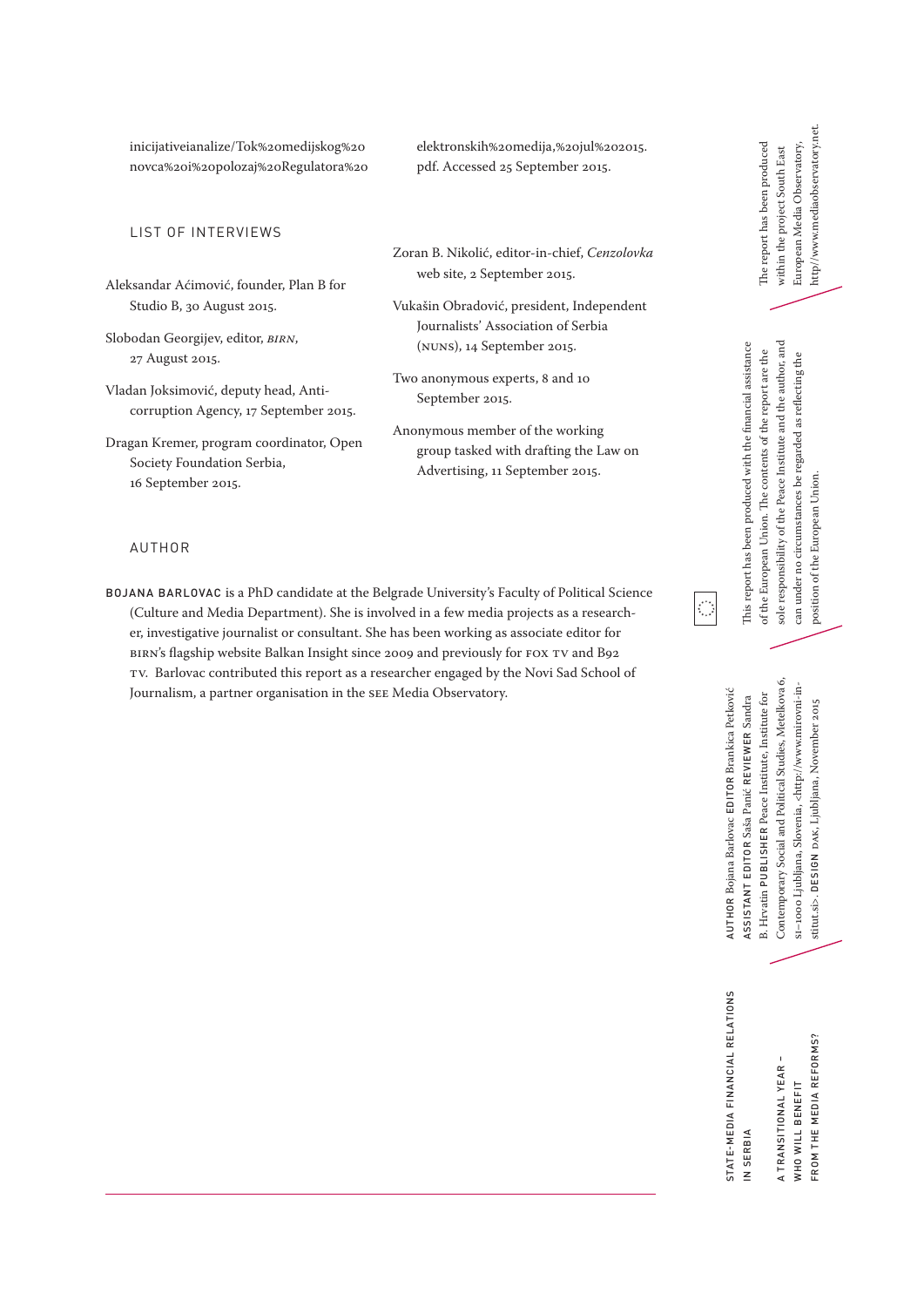inicijativeianalize/Tok%20medijskog%20novca%20i%20polozaj%20Regulatora%20elektronskih%20medija,%20jul%202015.pdf. Accessed 25 September 2015.

## LIST OF INTERVIEWS

Aleksandar Aćimović, founder, Plan B for Studio B, 30 August 2015.

Slobodan Georgijev, editor, *BIRN*, 27 August 2015.

Vladan Joksimović, deputy head, Anti-corruption Agency, 17 September 2015.

Dragan Kremer, program coordinator, Open Society Foundation Serbia, 16 September 2015.

Zoran B. Nikolić, editor-in-chief, *Cenzolovka* web site, 2 September 2015.

Vukašin Obradović, president, Independent Journalists' Association of Serbia (NUNS), 14 September 2015.

Two anonymous experts, 8 and 10 September 2015.

Anonymous member of the working group tasked with drafting the Law on Advertising, 11 September 2015.

## AUTHOR

BOJANA BARLOVAC is a PhD candidate at the Belgrade University's Faculty of Political Science (Culture and Media Department). She is involved in a few media projects as a researcher, investigative journalist or consultant. She has been working as associate editor for BIRN's flagship website Balkan Insight since 2009 and previously for FOX TV and B92 TV. Barlovac contributed this report as a researcher engaged by the Novi Sad School of Journalism, a partner organisation in the SEE Media Observatory.

STATE-MEDIA FINANCIAL RELATIONS IN SERBIA

A TRANSITIONAL YEAR – WHO WILL BENEFIT FROM THE MEDIA REFORMS?

AUTHOR Bojana Barlovac EDITOR Brankica Petković ASSISTANT EDITOR Saša Panić REVIEWER Sandra B. Hrvatin PUBLISHER Peace Institute, Institute for Contemporary Social and Political Studies, Metelkova 6, SI–1000 Ljubljana, Slovenia, <http://www.mirovni-institut.si>. DESIGN DAK, Ljubljana, November 2015

This report has been produced with the financial assistance of the European Union. The contents of the report are the sole responsibility of the Peace Institute and the author, and can under no circumstances be regarded as reflecting the position of the European Union.

The report has been produced within the project South East European Media Observatory, http://www.mediaobservatory.net.